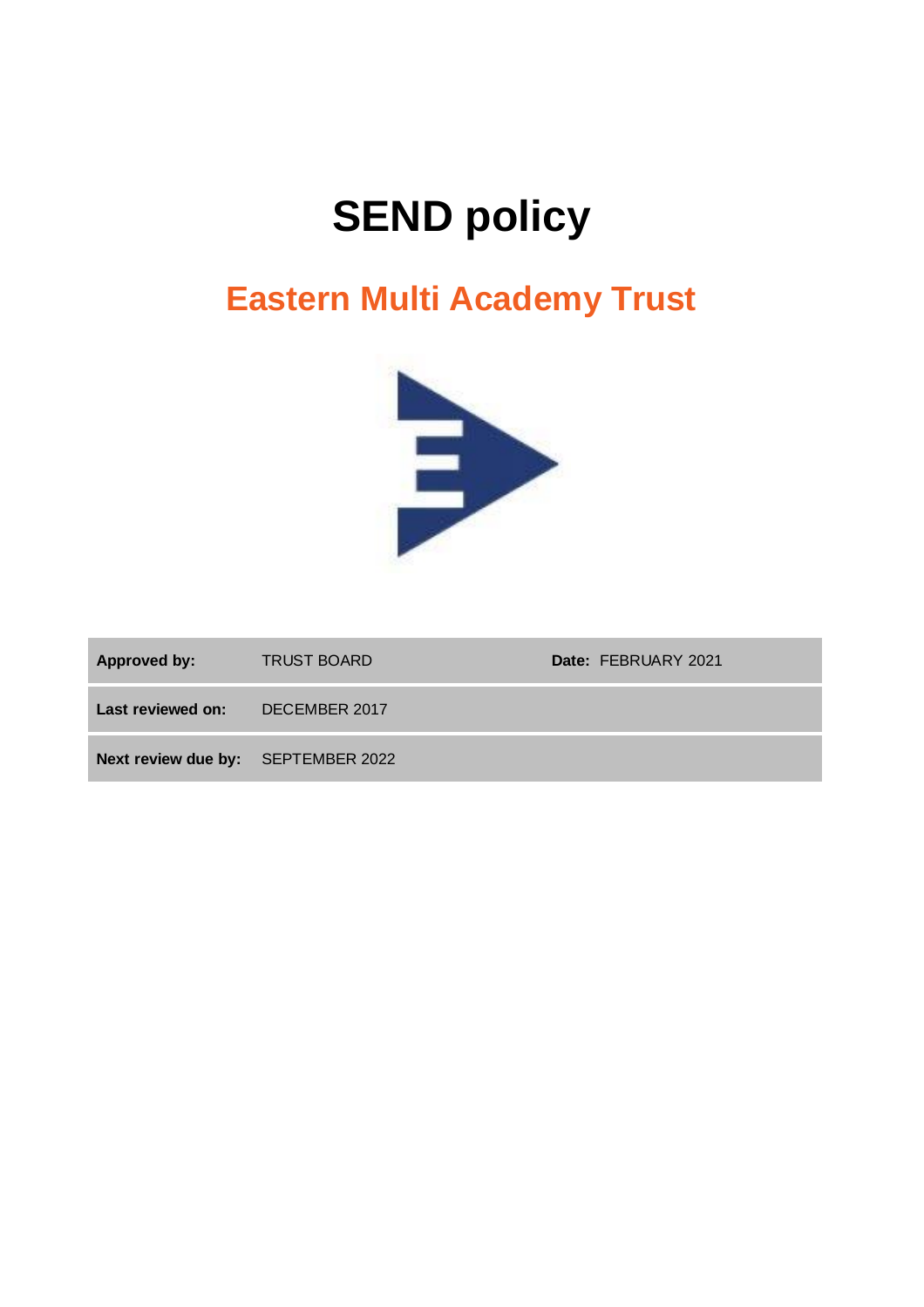# SEND policy

## Eastern Multi Academy Trust

| | | | |
|---|---|---|---|
| **Approved by:** | TRUST BOARD | **Date:** FEBRUARY 2021 | |
| **Last reviewed on:** | DECEMBER 2017 | | |
| **Next review due by:** | SEPTEMBER 2022 | | |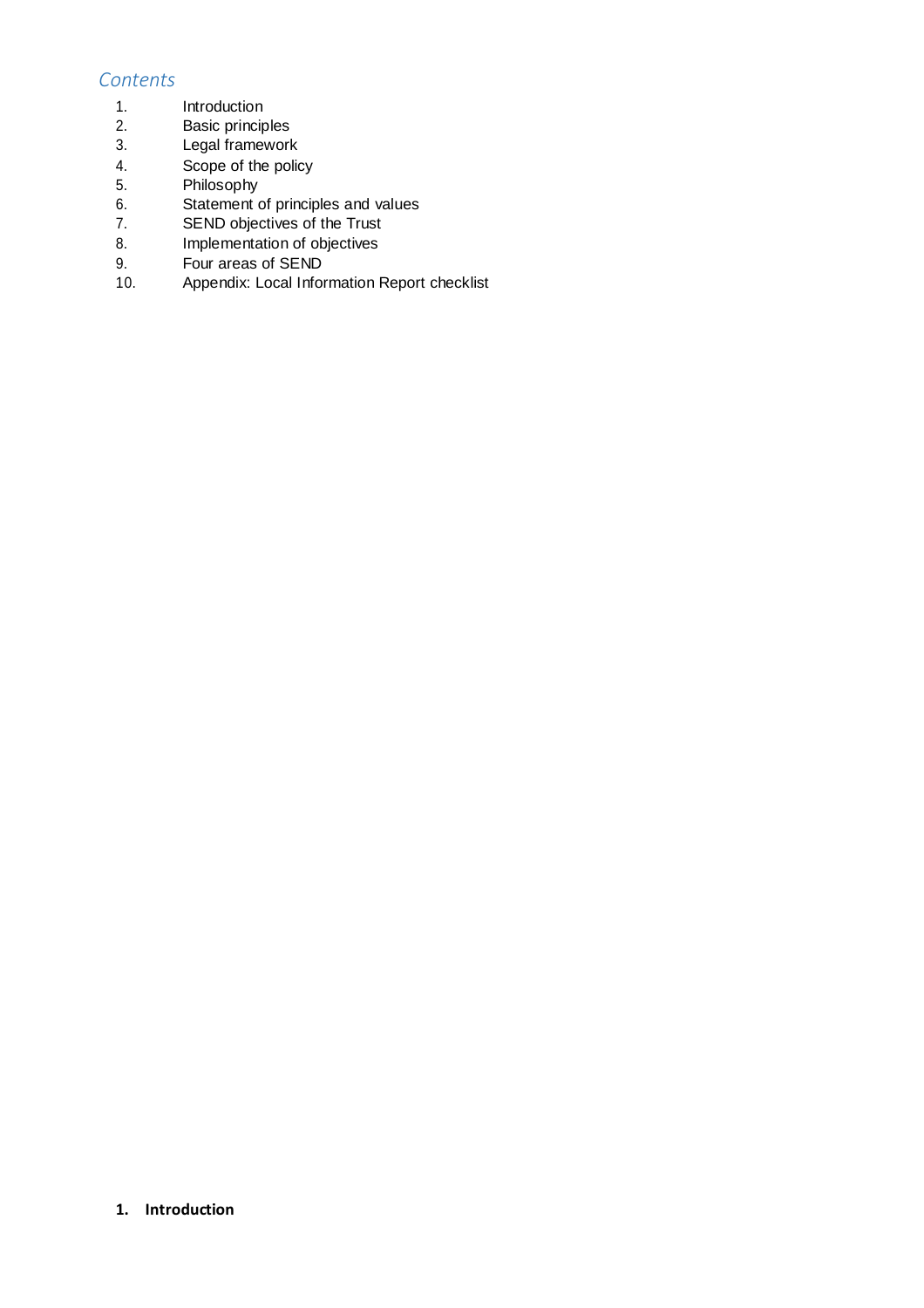## *Contents*

1. Introduction
2. Basic principles
3. Legal framework
4. Scope of the policy
5. Philosophy
6. Statement of principles and values
7. SEND objectives of the Trust
8. Implementation of objectives
9. Four areas of SEND
10. Appendix: Local Information Report checklist

## 1. Introduction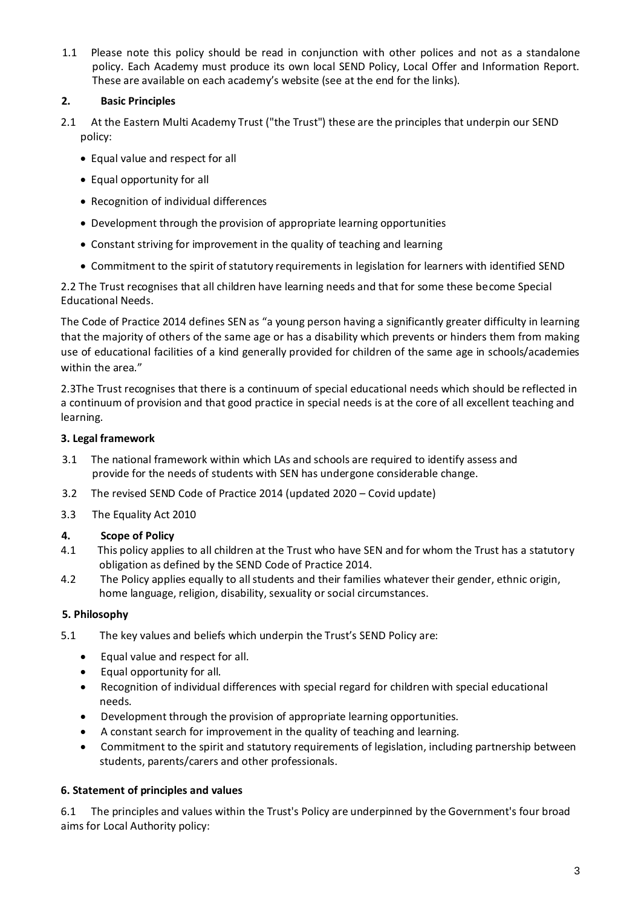1.1 Please note this policy should be read in conjunction with other polices and not as a standalone policy. Each Academy must produce its own local SEND Policy, Local Offer and Information Report. These are available on each academy's website (see at the end for the links).

## 2. Basic Principles

2.1 At the Eastern Multi Academy Trust ("the Trust") these are the principles that underpin our SEND policy:

- Equal value and respect for all
- Equal opportunity for all
- Recognition of individual differences
- Development through the provision of appropriate learning opportunities
- Constant striving for improvement in the quality of teaching and learning
- Commitment to the spirit of statutory requirements in legislation for learners with identified SEND

2.2 The Trust recognises that all children have learning needs and that for some these become Special Educational Needs.

The Code of Practice 2014 defines SEN as "a young person having a significantly greater difficulty in learning that the majority of others of the same age or has a disability which prevents or hinders them from making use of educational facilities of a kind generally provided for children of the same age in schools/academies within the area."

2.3The Trust recognises that there is a continuum of special educational needs which should be reflected in a continuum of provision and that good practice in special needs is at the core of all excellent teaching and learning.

## 3. Legal framework

3.1 The national framework within which LAs and schools are required to identify assess and provide for the needs of students with SEN has undergone considerable change.

3.2 The revised SEND Code of Practice 2014 (updated 2020 – Covid update)

3.3 The Equality Act 2010

## 4. Scope of Policy

4.1 This policy applies to all children at the Trust who have SEN and for whom the Trust has a statutory obligation as defined by the SEND Code of Practice 2014.

4.2 The Policy applies equally to all students and their families whatever their gender, ethnic origin, home language, religion, disability, sexuality or social circumstances.

## 5. Philosophy

5.1 The key values and beliefs which underpin the Trust's SEND Policy are:

- Equal value and respect for all.
- Equal opportunity for all.
- Recognition of individual differences with special regard for children with special educational needs.
- Development through the provision of appropriate learning opportunities.
- A constant search for improvement in the quality of teaching and learning.
- Commitment to the spirit and statutory requirements of legislation, including partnership between students, parents/carers and other professionals.

## 6. Statement of principles and values

6.1 The principles and values within the Trust's Policy are underpinned by the Government's four broad aims for Local Authority policy: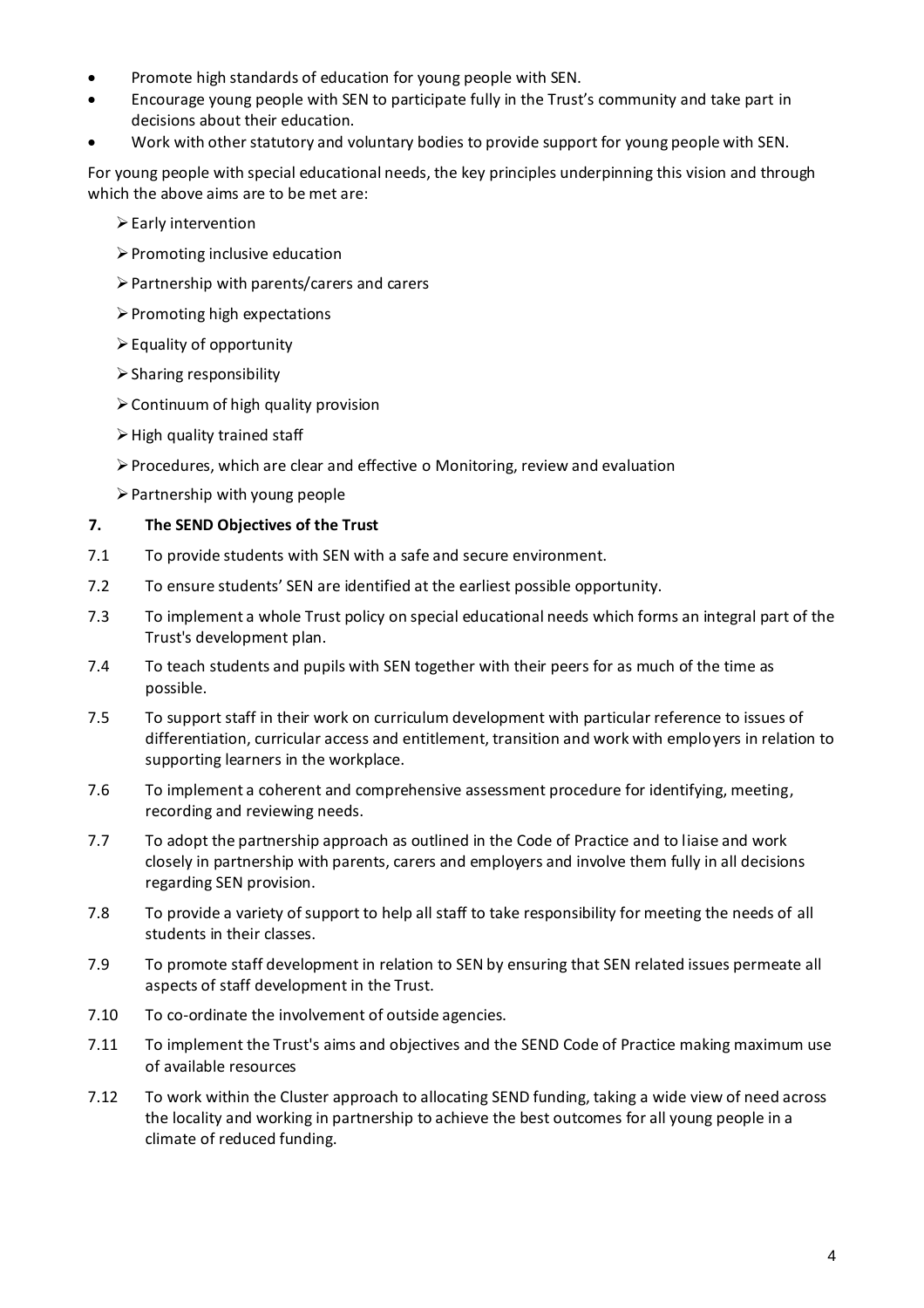- Promote high standards of education for young people with SEN.
- Encourage young people with SEN to participate fully in the Trust's community and take part in decisions about their education.
- Work with other statutory and voluntary bodies to provide support for young people with SEN.

For young people with special educational needs, the key principles underpinning this vision and through which the above aims are to be met are:

- Early intervention
- Promoting inclusive education
- Partnership with parents/carers and carers
- Promoting high expectations
- Equality of opportunity
- Sharing responsibility
- Continuum of high quality provision
- High quality trained staff
- Procedures, which are clear and effective o Monitoring, review and evaluation
- Partnership with young people

## 7. The SEND Objectives of the Trust

7.1 To provide students with SEN with a safe and secure environment.

7.2 To ensure students' SEN are identified at the earliest possible opportunity.

7.3 To implement a whole Trust policy on special educational needs which forms an integral part of the Trust's development plan.

7.4 To teach students and pupils with SEN together with their peers for as much of the time as possible.

7.5 To support staff in their work on curriculum development with particular reference to issues of differentiation, curricular access and entitlement, transition and work with employers in relation to supporting learners in the workplace.

7.6 To implement a coherent and comprehensive assessment procedure for identifying, meeting, recording and reviewing needs.

7.7 To adopt the partnership approach as outlined in the Code of Practice and to liaise and work closely in partnership with parents, carers and employers and involve them fully in all decisions regarding SEN provision.

7.8 To provide a variety of support to help all staff to take responsibility for meeting the needs of all students in their classes.

7.9 To promote staff development in relation to SEN by ensuring that SEN related issues permeate all aspects of staff development in the Trust.

7.10 To co-ordinate the involvement of outside agencies.

7.11 To implement the Trust's aims and objectives and the SEND Code of Practice making maximum use of available resources

7.12 To work within the Cluster approach to allocating SEND funding, taking a wide view of need across the locality and working in partnership to achieve the best outcomes for all young people in a climate of reduced funding.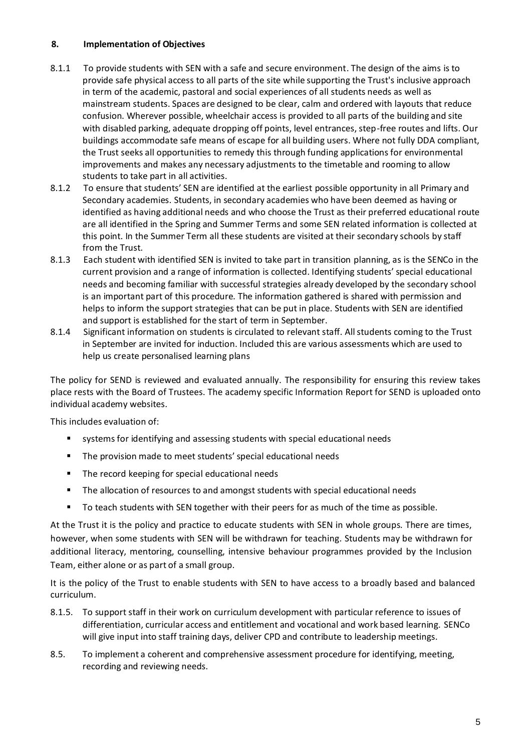## 8. Implementation of Objectives

8.1.1 To provide students with SEN with a safe and secure environment. The design of the aims is to provide safe physical access to all parts of the site while supporting the Trust's inclusive approach in term of the academic, pastoral and social experiences of all students needs as well as mainstream students. Spaces are designed to be clear, calm and ordered with layouts that reduce confusion. Wherever possible, wheelchair access is provided to all parts of the building and site with disabled parking, adequate dropping off points, level entrances, step-free routes and lifts. Our buildings accommodate safe means of escape for all building users. Where not fully DDA compliant, the Trust seeks all opportunities to remedy this through funding applications for environmental improvements and makes any necessary adjustments to the timetable and rooming to allow students to take part in all activities.

8.1.2 To ensure that students' SEN are identified at the earliest possible opportunity in all Primary and Secondary academies. Students, in secondary academies who have been deemed as having or identified as having additional needs and who choose the Trust as their preferred educational route are all identified in the Spring and Summer Terms and some SEN related information is collected at this point. In the Summer Term all these students are visited at their secondary schools by staff from the Trust.

8.1.3 Each student with identified SEN is invited to take part in transition planning, as is the SENCo in the current provision and a range of information is collected. Identifying students' special educational needs and becoming familiar with successful strategies already developed by the secondary school is an important part of this procedure. The information gathered is shared with permission and helps to inform the support strategies that can be put in place. Students with SEN are identified and support is established for the start of term in September.

8.1.4 Significant information on students is circulated to relevant staff. All students coming to the Trust in September are invited for induction. Included this are various assessments which are used to help us create personalised learning plans

The policy for SEND is reviewed and evaluated annually. The responsibility for ensuring this review takes place rests with the Board of Trustees. The academy specific Information Report for SEND is uploaded onto individual academy websites.

This includes evaluation of:

- systems for identifying and assessing students with special educational needs
- The provision made to meet students' special educational needs
- The record keeping for special educational needs
- The allocation of resources to and amongst students with special educational needs
- To teach students with SEN together with their peers for as much of the time as possible.

At the Trust it is the policy and practice to educate students with SEN in whole groups. There are times, however, when some students with SEN will be withdrawn for teaching. Students may be withdrawn for additional literacy, mentoring, counselling, intensive behaviour programmes provided by the Inclusion Team, either alone or as part of a small group.

It is the policy of the Trust to enable students with SEN to have access to a broadly based and balanced curriculum.

8.1.5. To support staff in their work on curriculum development with particular reference to issues of differentiation, curricular access and entitlement and vocational and work based learning. SENCo will give input into staff training days, deliver CPD and contribute to leadership meetings.

8.5. To implement a coherent and comprehensive assessment procedure for identifying, meeting, recording and reviewing needs.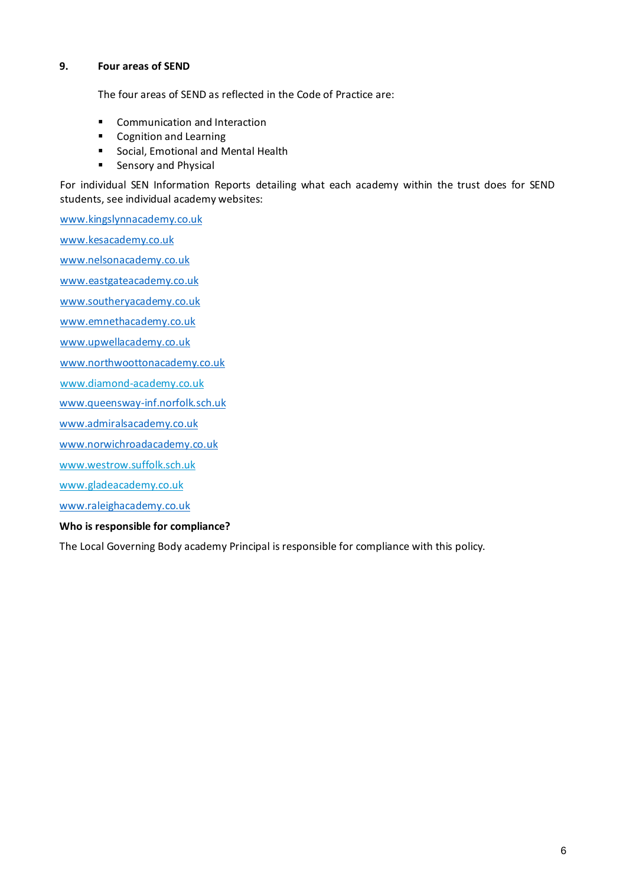## 9. Four areas of SEND

The four areas of SEND as reflected in the Code of Practice are:

- Communication and Interaction
- Cognition and Learning
- Social, Emotional and Mental Health
- Sensory and Physical

For individual SEN Information Reports detailing what each academy within the trust does for SEND students, see individual academy websites:

www.kingslynnacademy.co.uk

www.kesacademy.co.uk

www.nelsonacademy.co.uk

www.eastgateacademy.co.uk

www.southeryacademy.co.uk

www.emnethacademy.co.uk

www.upwellacademy.co.uk

www.northwoottonacademy.co.uk

www.diamond-academy.co.uk

www.queensway-inf.norfolk.sch.uk

www.admiralsacademy.co.uk

www.norwichroadacademy.co.uk

www.westrow.suffolk.sch.uk

www.gladeacademy.co.uk

www.raleighacademy.co.uk

**Who is responsible for compliance?**

The Local Governing Body academy Principal is responsible for compliance with this policy.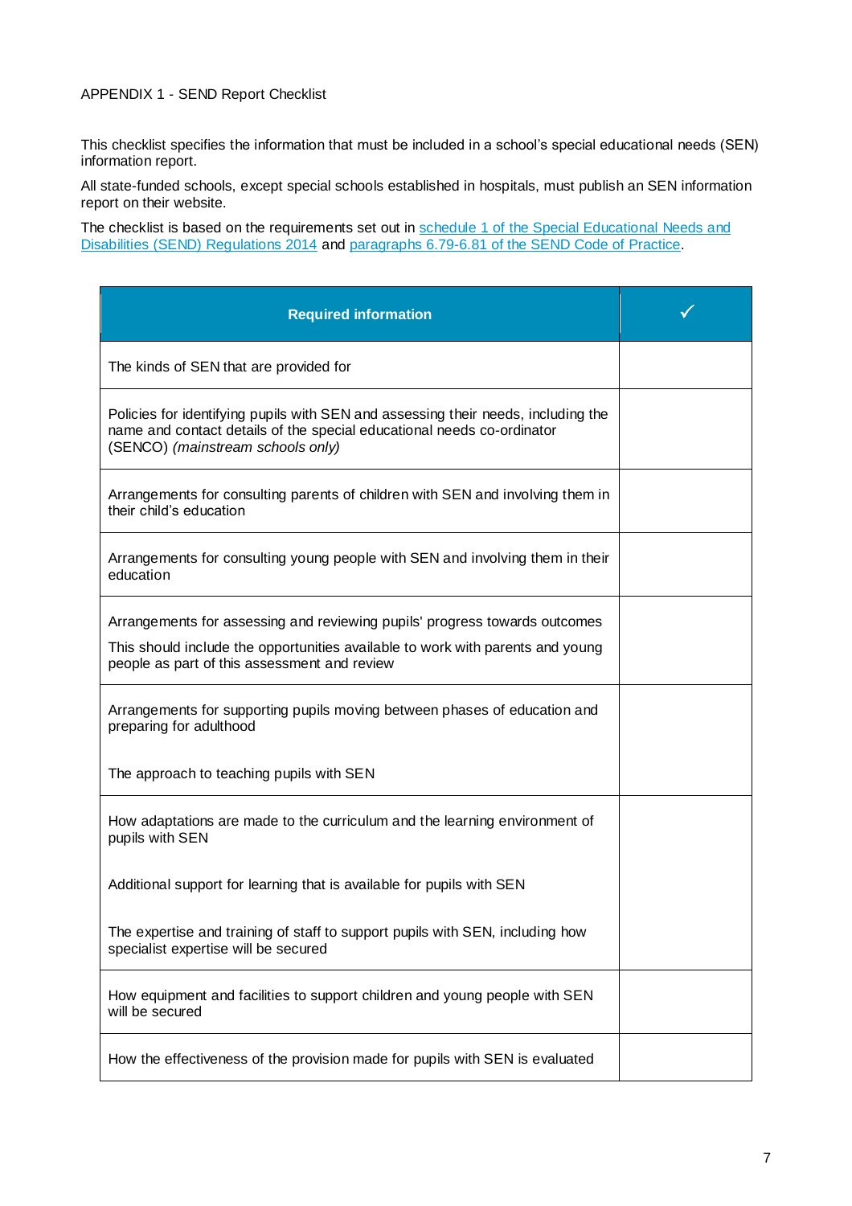APPENDIX 1 - SEND Report Checklist

This checklist specifies the information that must be included in a school's special educational needs (SEN) information report.

All state-funded schools, except special schools established in hospitals, must publish an SEN information report on their website.

The checklist is based on the requirements set out in schedule 1 of the Special Educational Needs and Disabilities (SEND) Regulations 2014 and paragraphs 6.79-6.81 of the SEND Code of Practice.

| Required information | ✓ |
|---|---|
| The kinds of SEN that are provided for | |
| Policies for identifying pupils with SEN and assessing their needs, including the name and contact details of the special educational needs co-ordinator (SENCO) *(mainstream schools only)* | |
| Arrangements for consulting parents of children with SEN and involving them in their child's education | |
| Arrangements for consulting young people with SEN and involving them in their education | |
| Arrangements for assessing and reviewing pupils' progress towards outcomes<br>This should include the opportunities available to work with parents and young people as part of this assessment and review | |
| Arrangements for supporting pupils moving between phases of education and preparing for adulthood<br><br>The approach to teaching pupils with SEN | |
| How adaptations are made to the curriculum and the learning environment of pupils with SEN<br><br>Additional support for learning that is available for pupils with SEN<br><br>The expertise and training of staff to support pupils with SEN, including how specialist expertise will be secured | |
| How equipment and facilities to support children and young people with SEN will be secured | |
| How the effectiveness of the provision made for pupils with SEN is evaluated | |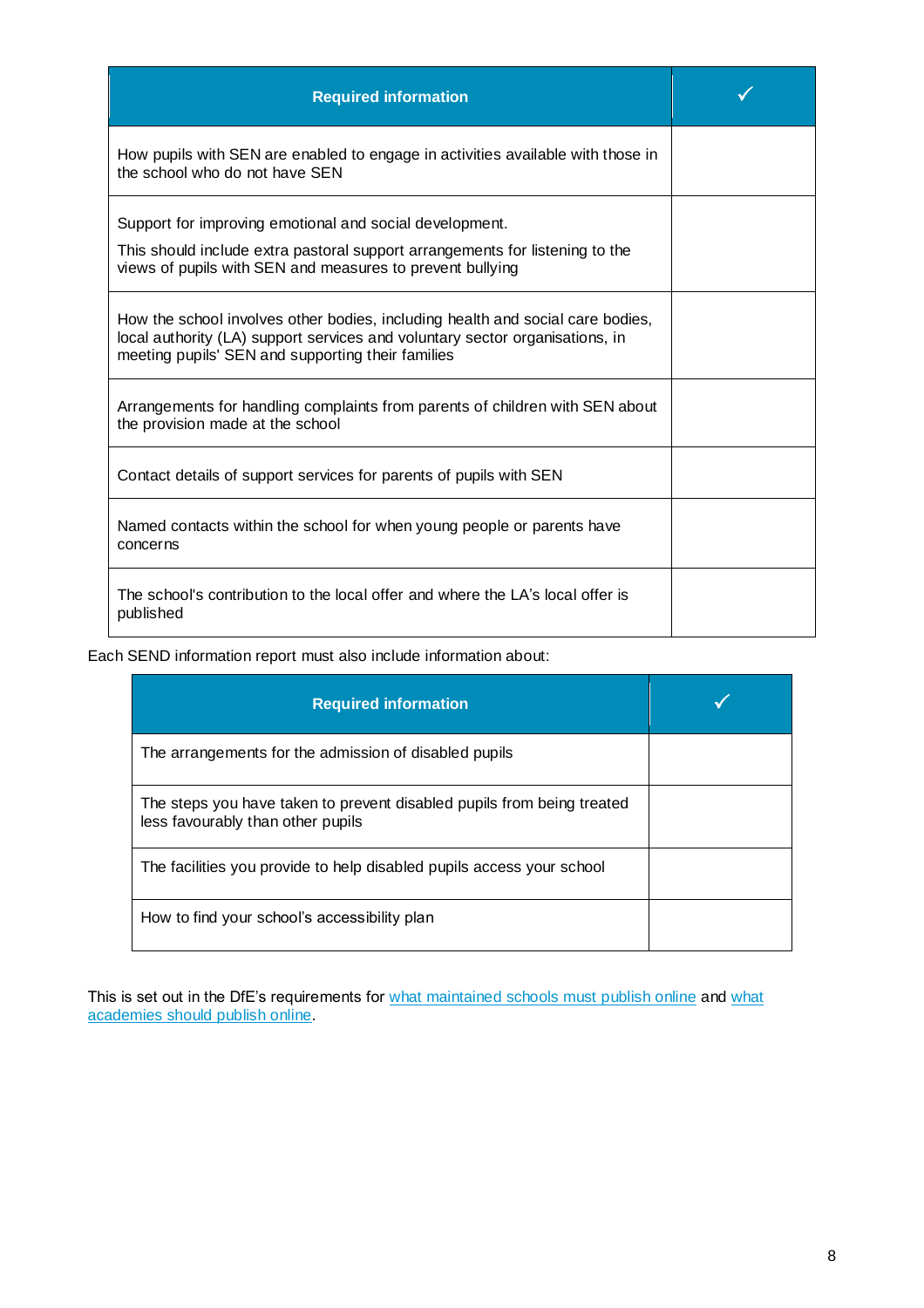| Required information | ✓ |
|---|---|
| How pupils with SEN are enabled to engage in activities available with those in the school who do not have SEN | |
| Support for improving emotional and social development.<br><br>This should include extra pastoral support arrangements for listening to the views of pupils with SEN and measures to prevent bullying | |
| How the school involves other bodies, including health and social care bodies, local authority (LA) support services and voluntary sector organisations, in meeting pupils' SEN and supporting their families | |
| Arrangements for handling complaints from parents of children with SEN about the provision made at the school | |
| Contact details of support services for parents of pupils with SEN | |
| Named contacts within the school for when young people or parents have concerns | |
| The school's contribution to the local offer and where the LA's local offer is published | |

Each SEND information report must also include information about:

| Required information | ✓ |
|---|---|
| The arrangements for the admission of disabled pupils | |
| The steps you have taken to prevent disabled pupils from being treated less favourably than other pupils | |
| The facilities you provide to help disabled pupils access your school | |
| How to find your school's accessibility plan | |

This is set out in the DfE's requirements for [what maintained schools must publish online]() and [what academies should publish online]().